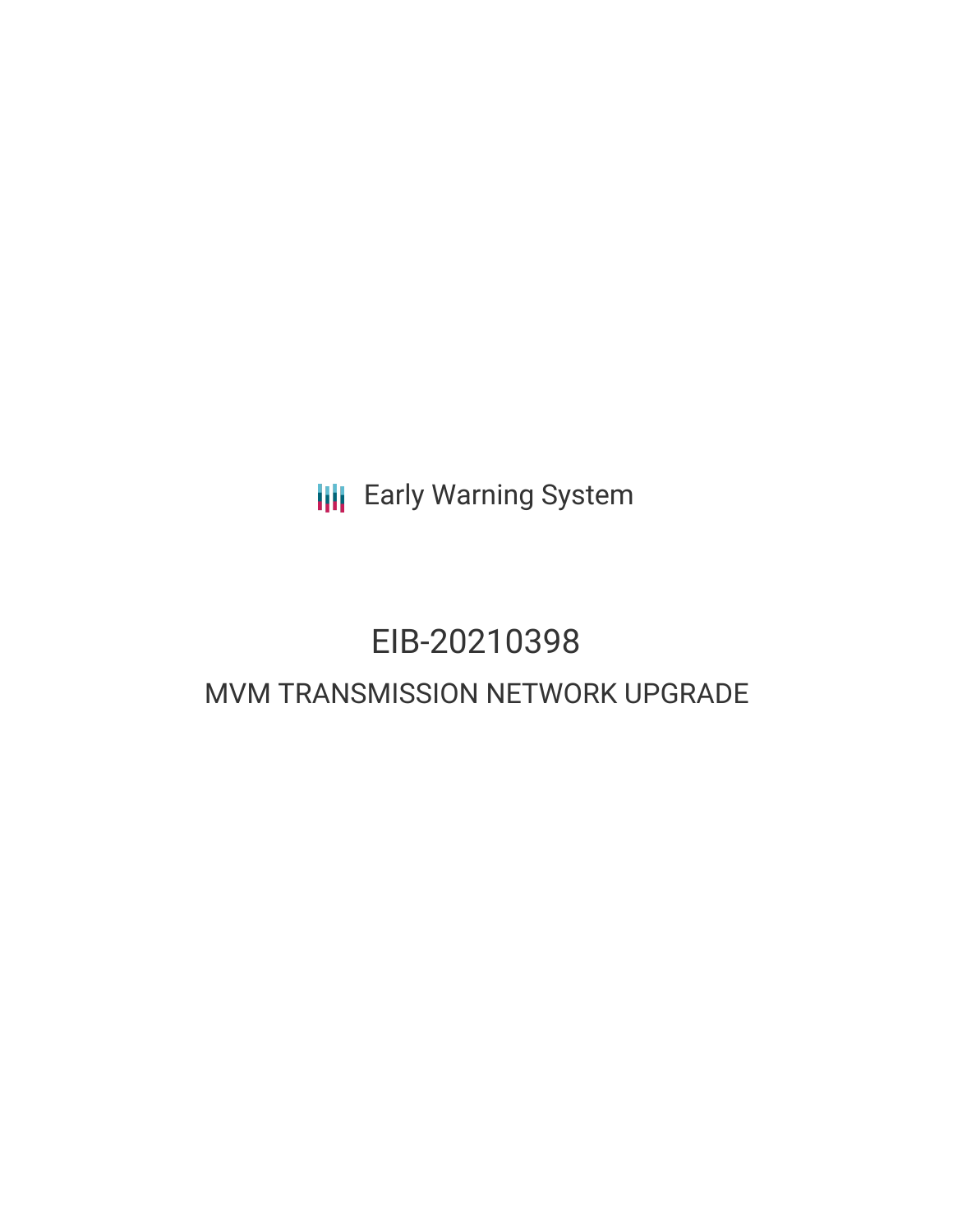Early Warning System

# EIB-20210398

## MVM TRANSMISSION NETWORK UPGRADE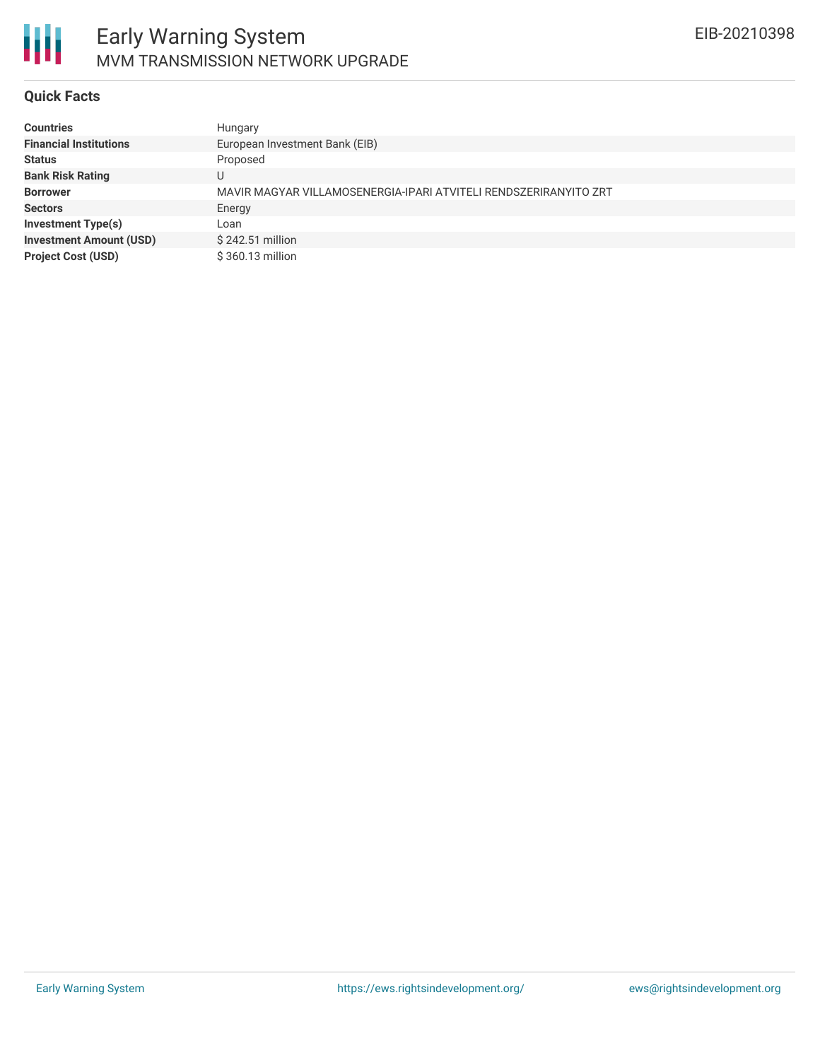## Quick Facts

| | |
|---|---|
| **Countries** | Hungary |
| **Financial Institutions** | European Investment Bank (EIB) |
| **Status** | Proposed |
| **Bank Risk Rating** | U |
| **Borrower** | MAVIR MAGYAR VILLAMOSENERGIA-IPARI ATVITELI RENDSZERIRANYITO ZRT |
| **Sectors** | Energy |
| **Investment Type(s)** | Loan |
| **Investment Amount (USD)** | $ 242.51 million |
| **Project Cost (USD)** | $ 360.13 million |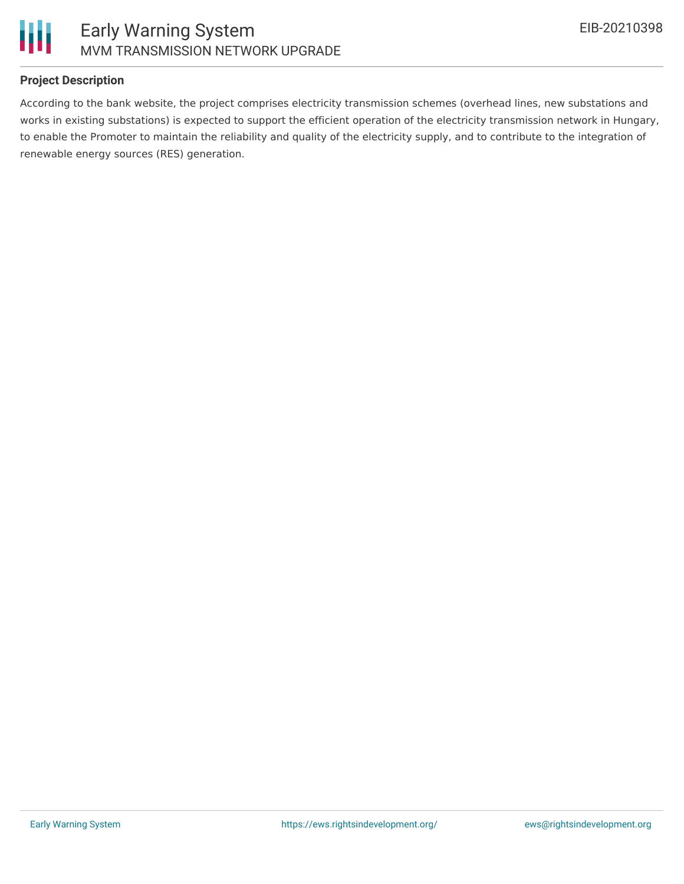### Project Description

According to the bank website, the project comprises electricity transmission schemes (overhead lines, new substations and works in existing substations) is expected to support the efficient operation of the electricity transmission network in Hungary, to enable the Promoter to maintain the reliability and quality of the electricity supply, and to contribute to the integration of renewable energy sources (RES) generation.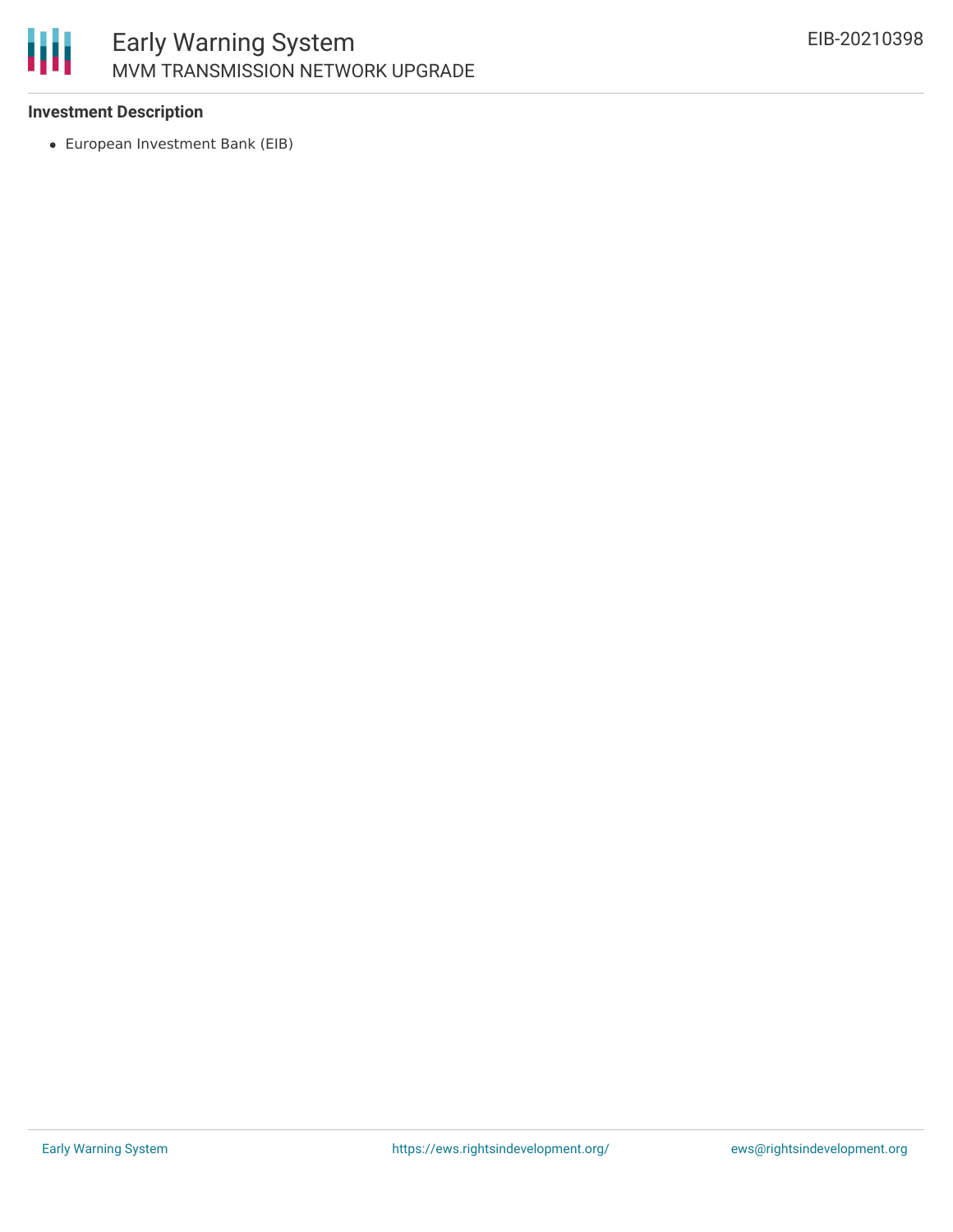### Investment Description

- European Investment Bank (EIB)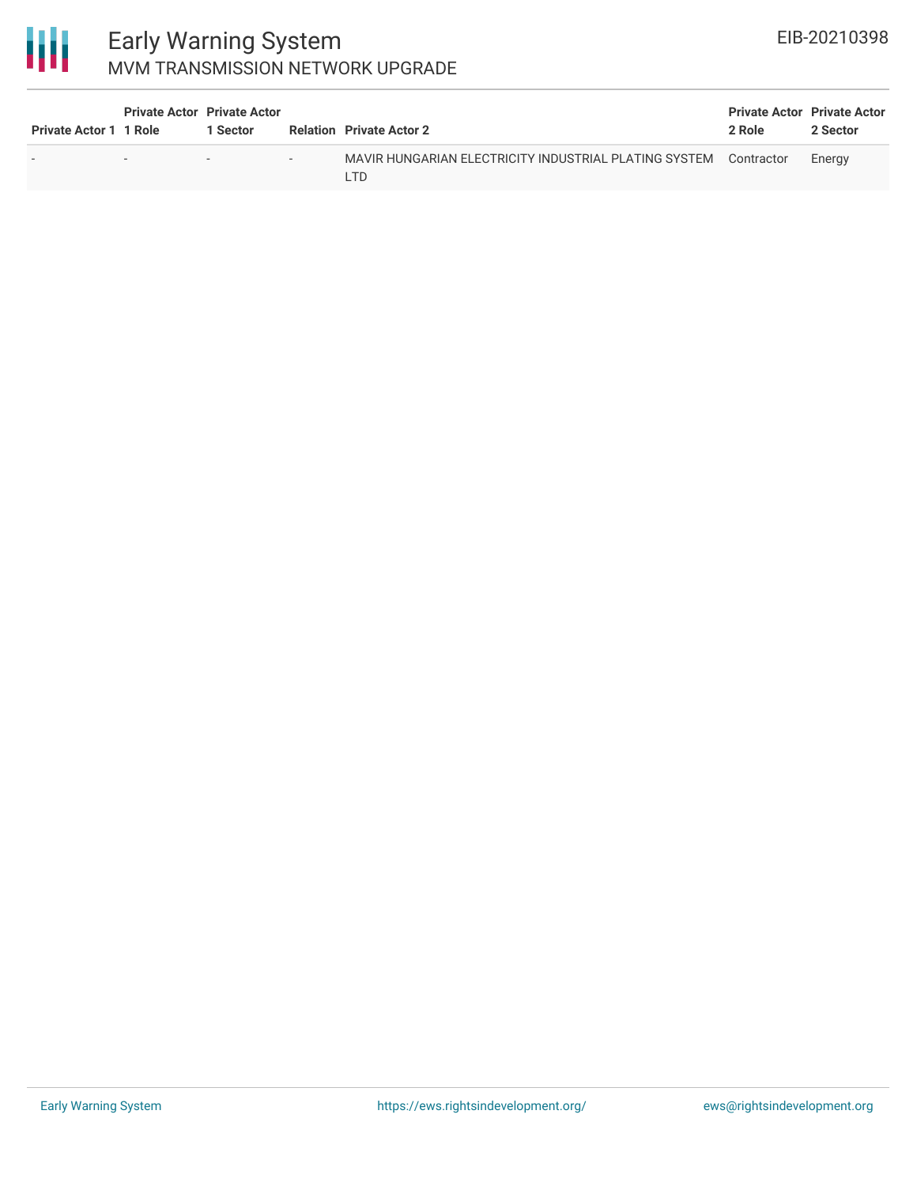| Private Actor 1 | Private Actor 1 Role | Private Actor 1 Sector | Relation | Private Actor 2 | Private Actor 2 Role | Private Actor 2 Sector |
|---|---|---|---|---|---|---|
| - | - | - | - | MAVIR HUNGARIAN ELECTRICITY INDUSTRIAL PLATING SYSTEM LTD | Contractor | Energy |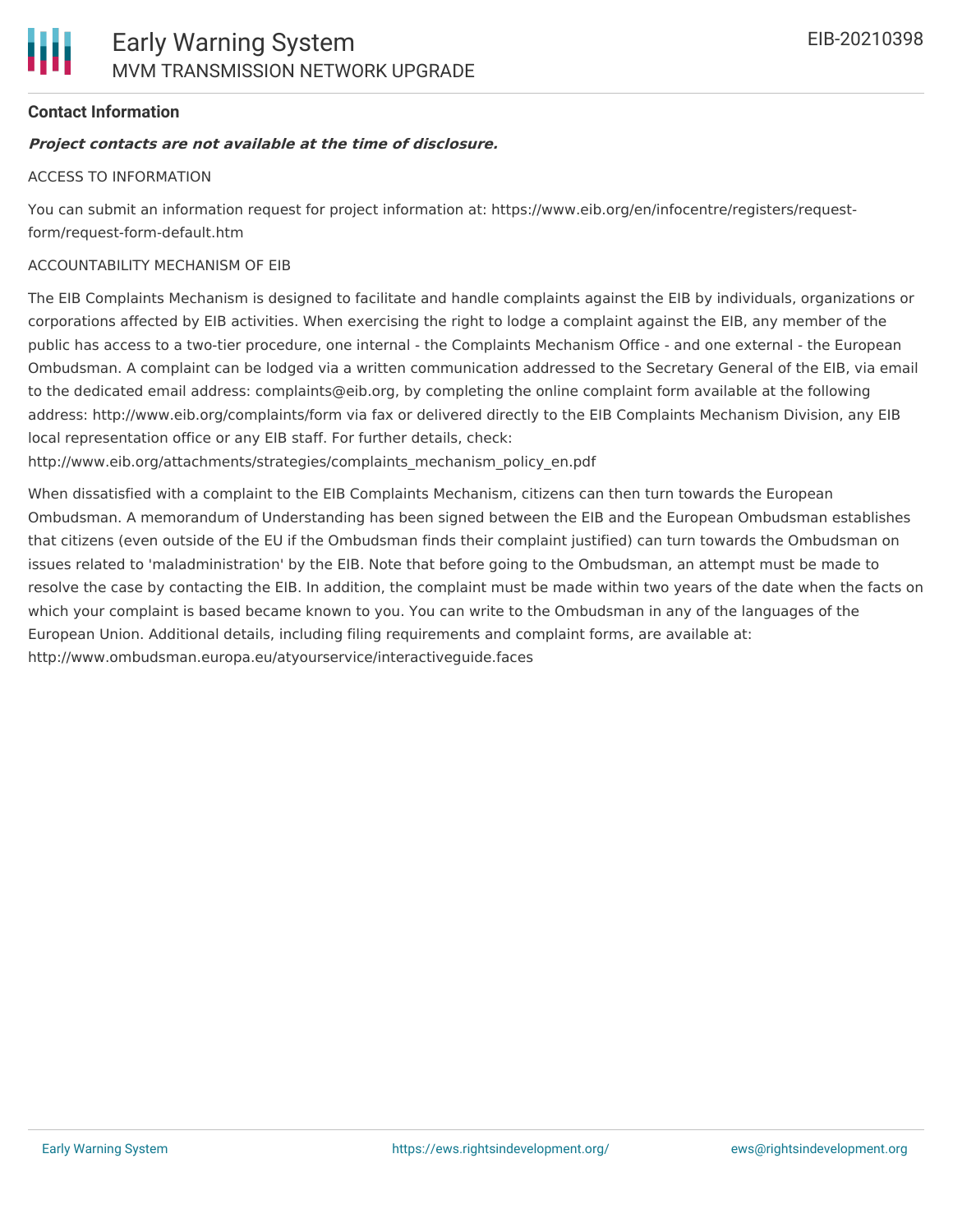#### Contact Information

***Project contacts are not available at the time of disclosure.***

ACCESS TO INFORMATION

You can submit an information request for project information at: https://www.eib.org/en/infocentre/registers/request-form/request-form-default.htm

ACCOUNTABILITY MECHANISM OF EIB

The EIB Complaints Mechanism is designed to facilitate and handle complaints against the EIB by individuals, organizations or corporations affected by EIB activities. When exercising the right to lodge a complaint against the EIB, any member of the public has access to a two-tier procedure, one internal - the Complaints Mechanism Office - and one external - the European Ombudsman. A complaint can be lodged via a written communication addressed to the Secretary General of the EIB, via email to the dedicated email address: complaints@eib.org, by completing the online complaint form available at the following address: http://www.eib.org/complaints/form via fax or delivered directly to the EIB Complaints Mechanism Division, any EIB local representation office or any EIB staff. For further details, check: http://www.eib.org/attachments/strategies/complaints_mechanism_policy_en.pdf

When dissatisfied with a complaint to the EIB Complaints Mechanism, citizens can then turn towards the European Ombudsman. A memorandum of Understanding has been signed between the EIB and the European Ombudsman establishes that citizens (even outside of the EU if the Ombudsman finds their complaint justified) can turn towards the Ombudsman on issues related to 'maladministration' by the EIB. Note that before going to the Ombudsman, an attempt must be made to resolve the case by contacting the EIB. In addition, the complaint must be made within two years of the date when the facts on which your complaint is based became known to you. You can write to the Ombudsman in any of the languages of the European Union. Additional details, including filing requirements and complaint forms, are available at: http://www.ombudsman.europa.eu/atyourservice/interactiveguide.faces